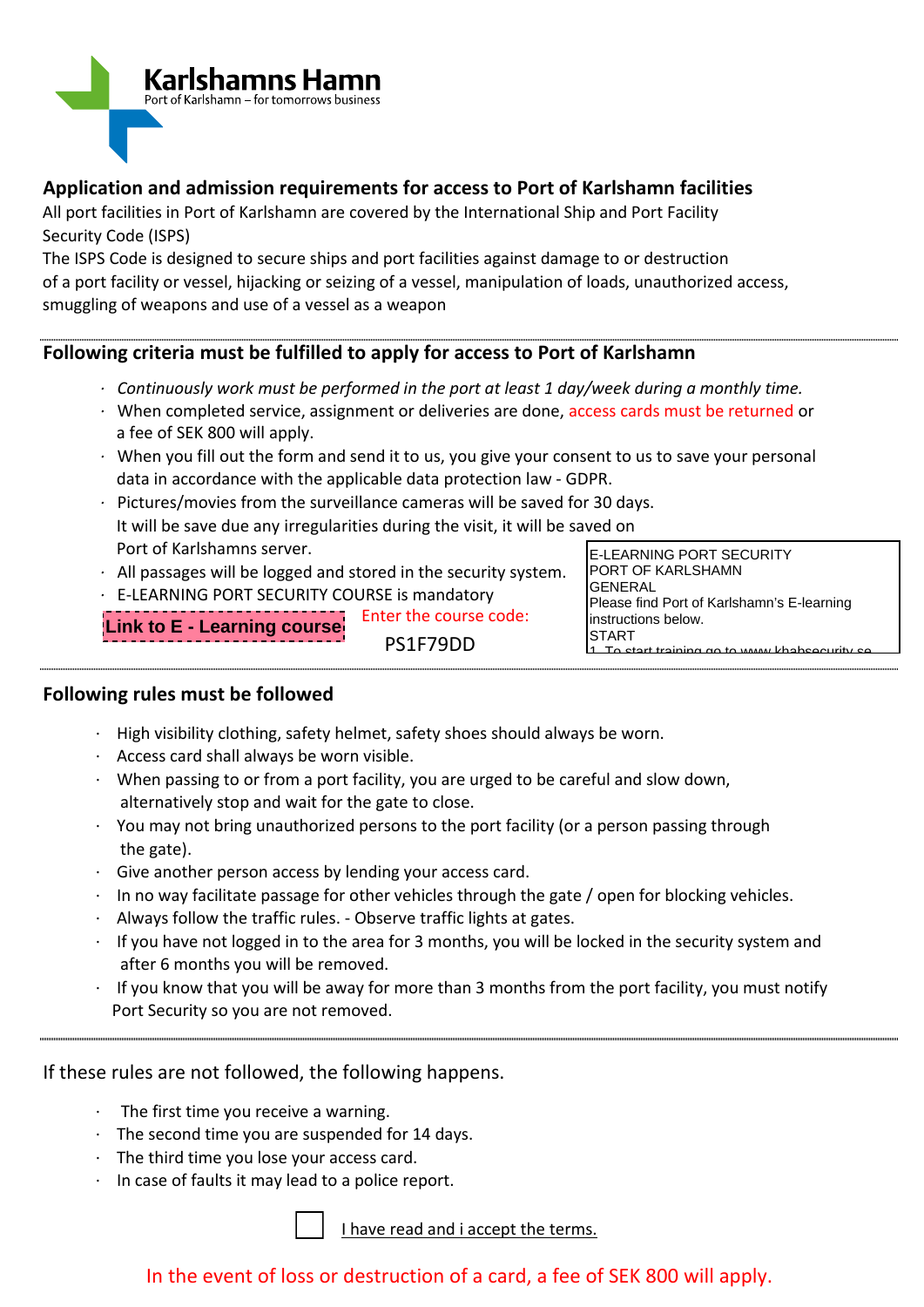Karlshamns Hamn
Port of Karlshamn – for tomorrows business

## Application and admission requirements for access to Port of Karlshamn facilities

All port facilities in Port of Karlshamn are covered by the International Ship and Port Facility Security Code (ISPS)

The ISPS Code is designed to secure ships and port facilities against damage to or destruction of a port facility or vessel, hijacking or seizing of a vessel, manipulation of loads, unauthorized access, smuggling of weapons and use of a vessel as a weapon

---

## Following criteria must be fulfilled to apply for access to Port of Karlshamn

- *Continuously work must be performed in the port at least 1 day/week during a monthly time.*
- When completed service, assignment or deliveries are done, access cards must be returned or a fee of SEK 800 will apply.
- When you fill out the form and send it to us, you give your consent to us to save your personal data in accordance with the applicable data protection law - GDPR.
- Pictures/movies from the surveillance cameras will be saved for 30 days. It will be save due any irregularities during the visit, it will be saved on Port of Karlshamns server.
- All passages will be logged and stored in the security system.
- E-LEARNING PORT SECURITY COURSE is mandatory

**Link to E - Learning course**

Enter the course code:
PS1F79DD

E-LEARNING PORT SECURITY
PORT OF KARLSHAMN
GENERAL
Please find Port of Karlshamn's E-learning instructions below.
START
1. To start training go to www.khabsecurity.se

---

## Following rules must be followed

- High visibility clothing, safety helmet, safety shoes should always be worn.
- Access card shall always be worn visible.
- When passing to or from a port facility, you are urged to be careful and slow down, alternatively stop and wait for the gate to close.
- You may not bring unauthorized persons to the port facility (or a person passing through the gate).
- Give another person access by lending your access card.
- In no way facilitate passage for other vehicles through the gate / open for blocking vehicles.
- Always follow the traffic rules. - Observe traffic lights at gates.
- If you have not logged in to the area for 3 months, you will be locked in the security system and after 6 months you will be removed.
- If you know that you will be away for more than 3 months from the port facility, you must notify Port Security so you are not removed.

---

If these rules are not followed, the following happens.

- The first time you receive a warning.
- The second time you are suspended for 14 days.
- The third time you lose your access card.
- In case of faults it may lead to a police report.

☐ I have read and i accept the terms.

In the event of loss or destruction of a card, a fee of SEK 800 will apply.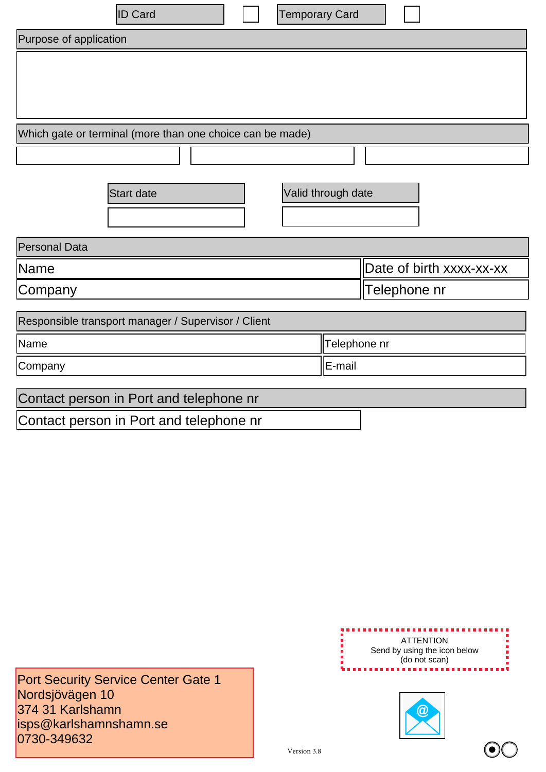| ID Card | ☐ | Temporary Card | ☐ |
|---|---|---|---|

**Purpose of application**

**Which gate or terminal (more than one choice can be made)**

| | | |
|---|---|---|
| | | |

| Start date | Valid through date |
|---|---|
| | |

**Personal Data**

| | |
|---|---|
| Name | Date of birth xxxx-xx-xx |
| Company | Telephone nr |

**Responsible transport manager / Supervisor / Client**

| | |
|---|---|
| Name | Telephone nr |
| Company | E-mail |

**Contact person in Port and telephone nr**

Contact person in Port and telephone nr

ATTENTION
Send by using the icon below
(do not scan)

Port Security Service Center Gate 1
Nordsjövägen 10
374 31 Karlshamn
isps@karlshamnshamn.se
0730-349632

Version 3.8